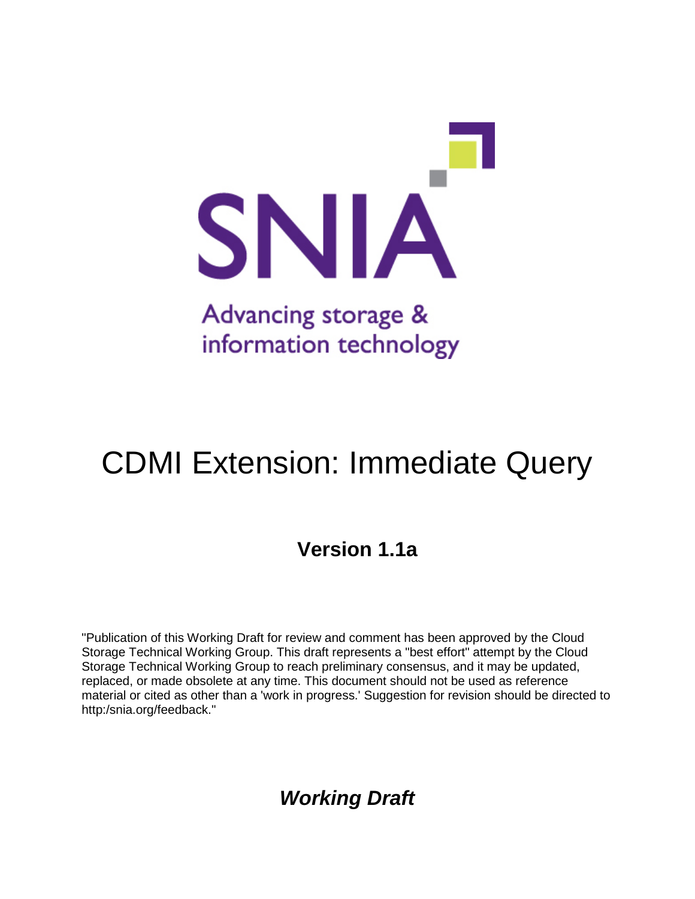SNIA

Advancing storage & information technology

# CDMI Extension: Immediate Query

## Version 1.1a

"Publication of this Working Draft for review and comment has been approved by the Cloud Storage Technical Working Group. This draft represents a "best effort" attempt by the Cloud Storage Technical Working Group to reach preliminary consensus, and it may be updated, replaced, or made obsolete at any time. This document should not be used as reference material or cited as other than a 'work in progress.' Suggestion for revision should be directed to http:/snia.org/feedback."

***Working Draft***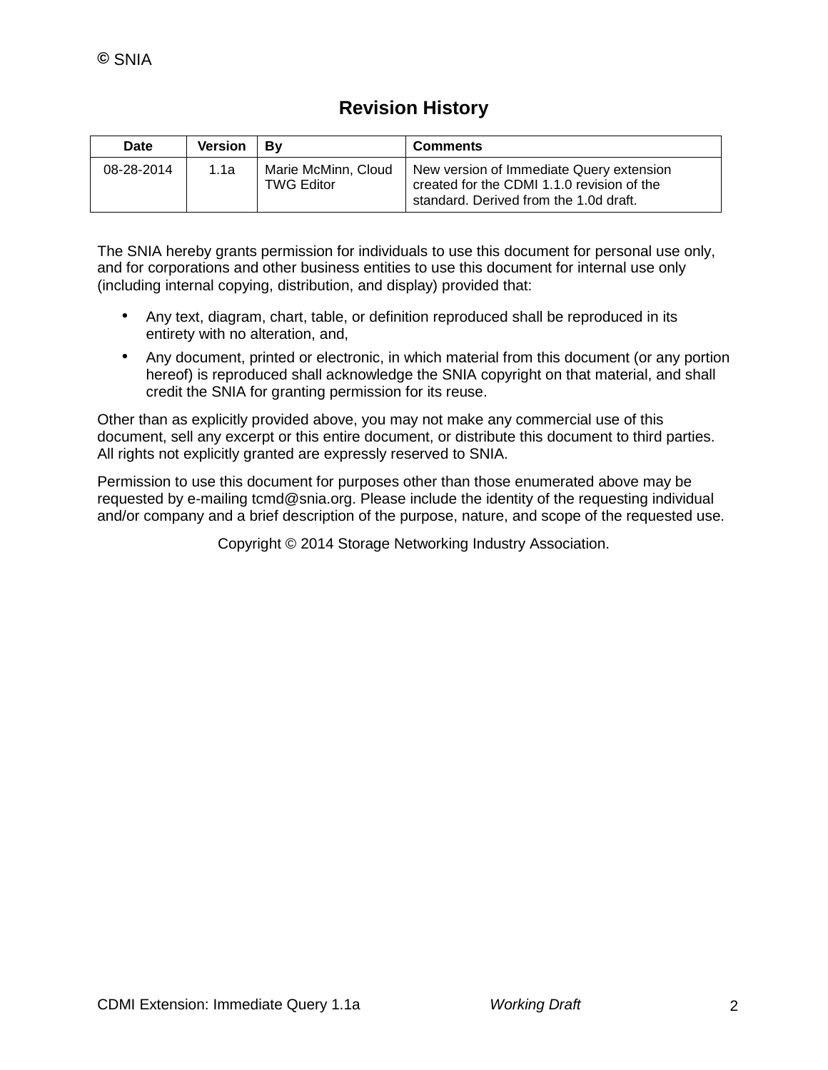© SNIA

## Revision History

| Date | Version | By | Comments |
| --- | --- | --- | --- |
| 08-28-2014 | 1.1a | Marie McMinn, Cloud TWG Editor | New version of Immediate Query extension created for the CDMI 1.1.0 revision of the standard. Derived from the 1.0d draft. |

The SNIA hereby grants permission for individuals to use this document for personal use only, and for corporations and other business entities to use this document for internal use only (including internal copying, distribution, and display) provided that:

- Any text, diagram, chart, table, or definition reproduced shall be reproduced in its entirety with no alteration, and,
- Any document, printed or electronic, in which material from this document (or any portion hereof) is reproduced shall acknowledge the SNIA copyright on that material, and shall credit the SNIA for granting permission for its reuse.

Other than as explicitly provided above, you may not make any commercial use of this document, sell any excerpt or this entire document, or distribute this document to third parties. All rights not explicitly granted are expressly reserved to SNIA.

Permission to use this document for purposes other than those enumerated above may be requested by e-mailing tcmd@snia.org. Please include the identity of the requesting individual and/or company and a brief description of the purpose, nature, and scope of the requested use.

Copyright © 2014 Storage Networking Industry Association.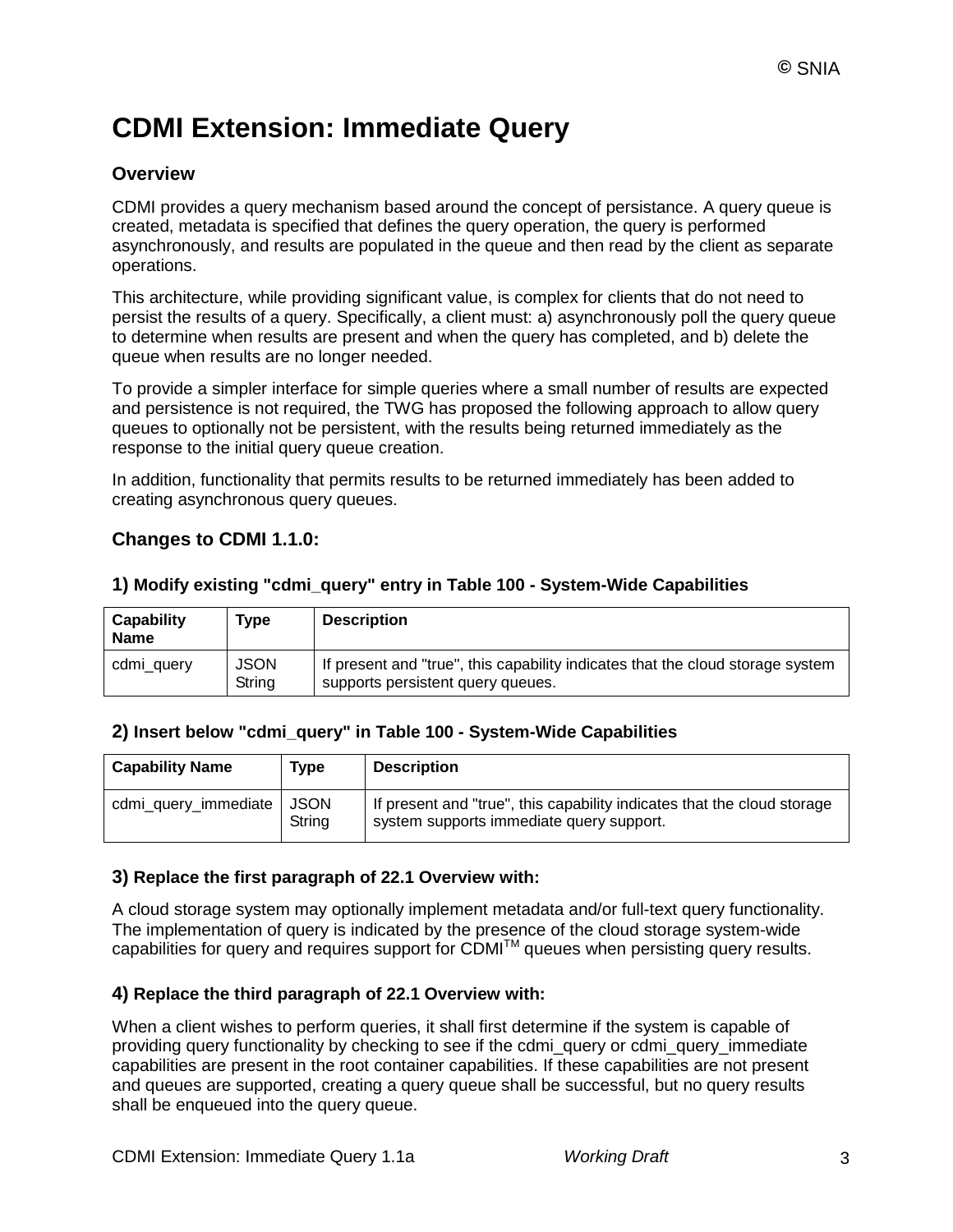# CDMI Extension: Immediate Query

### Overview

CDMI provides a query mechanism based around the concept of persistance. A query queue is created, metadata is specified that defines the query operation, the query is performed asynchronously, and results are populated in the queue and then read by the client as separate operations.

This architecture, while providing significant value, is complex for clients that do not need to persist the results of a query. Specifically, a client must: a) asynchronously poll the query queue to determine when results are present and when the query has completed, and b) delete the queue when results are no longer needed.

To provide a simpler interface for simple queries where a small number of results are expected and persistence is not required, the TWG has proposed the following approach to allow query queues to optionally not be persistent, with the results being returned immediately as the response to the initial query queue creation.

In addition, functionality that permits results to be returned immediately has been added to creating asynchronous query queues.

### Changes to CDMI 1.1.0:

#### 1) Modify existing "cdmi_query" entry in Table 100 - System-Wide Capabilities

| Capability Name | Type | Description |
| --- | --- | --- |
| cdmi_query | JSON String | If present and "true", this capability indicates that the cloud storage system supports persistent query queues. |

#### 2) Insert below "cdmi_query" in Table 100 - System-Wide Capabilities

| Capability Name | Type | Description |
| --- | --- | --- |
| cdmi_query_immediate | JSON String | If present and "true", this capability indicates that the cloud storage system supports immediate query support. |

#### 3) Replace the first paragraph of 22.1 Overview with:

A cloud storage system may optionally implement metadata and/or full-text query functionality. The implementation of query is indicated by the presence of the cloud storage system-wide capabilities for query and requires support for CDMI™ queues when persisting query results.

#### 4) Replace the third paragraph of 22.1 Overview with:

When a client wishes to perform queries, it shall first determine if the system is capable of providing query functionality by checking to see if the cdmi_query or cdmi_query_immediate capabilities are present in the root container capabilities. If these capabilities are not present and queues are supported, creating a query queue shall be successful, but no query results shall be enqueued into the query queue.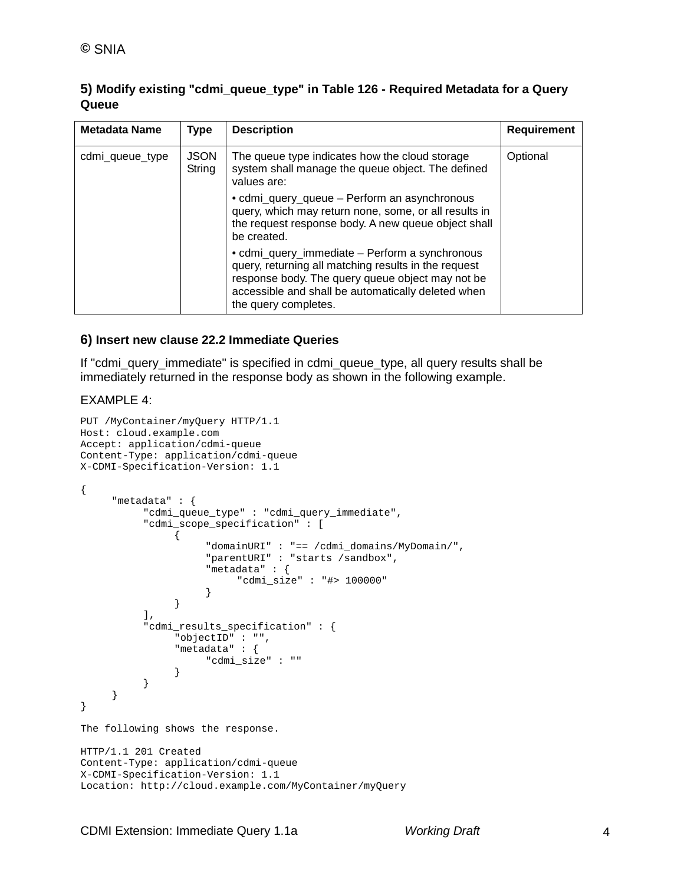**5) Modify existing "cdmi_queue_type" in Table 126 - Required Metadata for a Query Queue**

| Metadata Name | Type | Description | Requirement |
|---|---|---|---|
| cdmi_queue_type | JSON String | The queue type indicates how the cloud storage system shall manage the queue object. The defined values are:<br><br>• cdmi_query_queue – Perform an asynchronous query, which may return none, some, or all results in the request response body. A new queue object shall be created.<br><br>• cdmi_query_immediate – Perform a synchronous query, returning all matching results in the request response body. The query queue object may not be accessible and shall be automatically deleted when the query completes. | Optional |

**6) Insert new clause 22.2 Immediate Queries**

If "cdmi_query_immediate" is specified in cdmi_queue_type, all query results shall be immediately returned in the response body as shown in the following example.

EXAMPLE 4:

```
PUT /MyContainer/myQuery HTTP/1.1
Host: cloud.example.com
Accept: application/cdmi-queue
Content-Type: application/cdmi-queue
X-CDMI-Specification-Version: 1.1

{
     "metadata" : {
          "cdmi_queue_type" : "cdmi_query_immediate",
          "cdmi_scope_specification" : [
               {
                    "domainURI" : "== /cdmi_domains/MyDomain/",
                    "parentURI" : "starts /sandbox",
                    "metadata" : {
                         "cdmi_size" : "#> 100000"
                    }
               }
          ],
          "cdmi_results_specification" : {
               "objectID" : "",
               "metadata" : {
                    "cdmi_size" : ""
               }
          }
     }
}
```

The following shows the response.

```
HTTP/1.1 201 Created
Content-Type: application/cdmi-queue
X-CDMI-Specification-Version: 1.1
Location: http://cloud.example.com/MyContainer/myQuery
```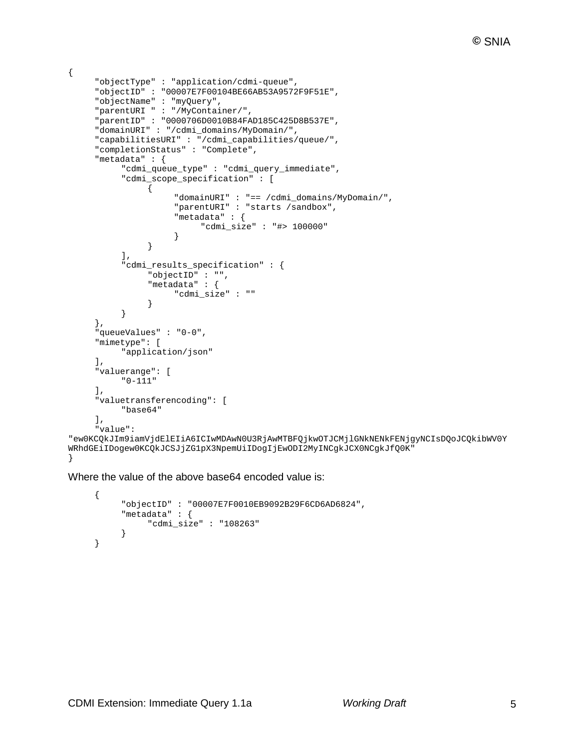```
{
     "objectType" : "application/cdmi-queue",
     "objectID" : "00007E7F00104BE66AB53A9572F9F51E",
     "objectName" : "myQuery",
     "parentURI " : "/MyContainer/",
     "parentID" : "0000706D0010B84FAD185C425D8B537E",
     "domainURI" : "/cdmi_domains/MyDomain/",
     "capabilitiesURI" : "/cdmi_capabilities/queue/",
     "completionStatus" : "Complete",
     "metadata" : {
          "cdmi_queue_type" : "cdmi_query_immediate",
          "cdmi_scope_specification" : [
               {
                    "domainURI" : "== /cdmi_domains/MyDomain/",
                    "parentURI" : "starts /sandbox",
                    "metadata" : {
                         "cdmi_size" : "#> 100000"
                    }
               }
          ],
          "cdmi_results_specification" : {
               "objectID" : "",
               "metadata" : {
                    "cdmi_size" : ""
               }
          }
     },
     "queueValues" : "0-0",
     "mimetype": [
          "application/json"
     ],
     "valuerange": [
          "0-111"
     ],
     "valuetransferencoding": [
          "base64"
     ],
     "value":
"ew0KCQkJIm9iamVjdElEIiA6ICIwMDAwN0U3RjAwMTBFQjkwOTJCMjlGNkNENkFENjgyNCIsDQoJCQkibWV0Y
WRhdGEiIDogew0KCQkJCSJjZG1pX3NpemUiIDogIjEwODI2MyINCgkJCX0NCgkJfQ0K"
}
```

Where the value of the above base64 encoded value is:

```
     {
          "objectID" : "00007E7F0010EB9092B29F6CD6AD6824",
          "metadata" : {
               "cdmi_size" : "108263"
          }
     }
```